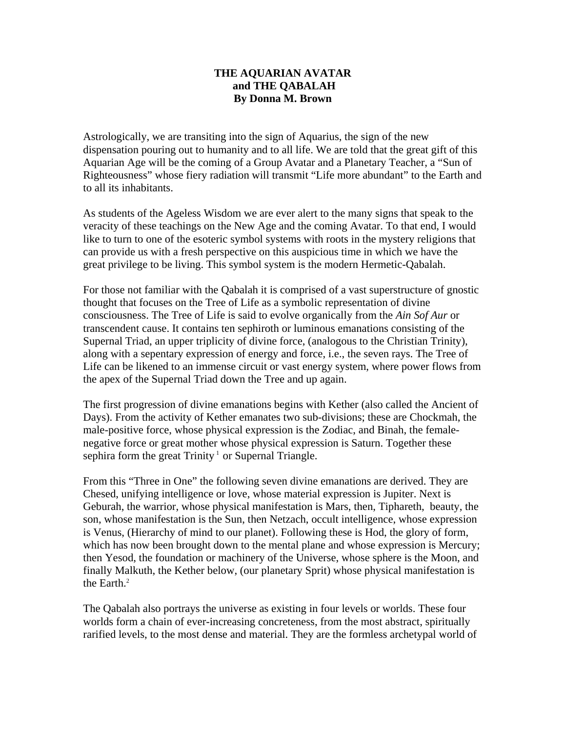# THE AQUARIAN AVATAR
# and THE QABALAH
## By Donna M. Brown

Astrologically, we are transiting into the sign of Aquarius, the sign of the new dispensation pouring out to humanity and to all life. We are told that the great gift of this Aquarian Age will be the coming of a Group Avatar and a Planetary Teacher, a "Sun of Righteousness" whose fiery radiation will transmit "Life more abundant" to the Earth and to all its inhabitants.

As students of the Ageless Wisdom we are ever alert to the many signs that speak to the veracity of these teachings on the New Age and the coming Avatar. To that end, I would like to turn to one of the esoteric symbol systems with roots in the mystery religions that can provide us with a fresh perspective on this auspicious time in which we have the great privilege to be living. This symbol system is the modern Hermetic-Qabalah.

For those not familiar with the Qabalah it is comprised of a vast superstructure of gnostic thought that focuses on the Tree of Life as a symbolic representation of divine consciousness. The Tree of Life is said to evolve organically from the *Ain Sof Aur* or transcendent cause. It contains ten sephiroth or luminous emanations consisting of the Supernal Triad, an upper triplicity of divine force, (analogous to the Christian Trinity), along with a sepentary expression of energy and force, i.e., the seven rays. The Tree of Life can be likened to an immense circuit or vast energy system, where power flows from the apex of the Supernal Triad down the Tree and up again.

The first progression of divine emanations begins with Kether (also called the Ancient of Days). From the activity of Kether emanates two sub-divisions; these are Chockmah, the male-positive force, whose physical expression is the Zodiac, and Binah, the female-negative force or great mother whose physical expression is Saturn. Together these sephira form the great Trinity [1] or Supernal Triangle.

From this "Three in One" the following seven divine emanations are derived. They are Chesed, unifying intelligence or love, whose material expression is Jupiter. Next is Geburah, the warrior, whose physical manifestation is Mars, then, Tiphareth, beauty, the son, whose manifestation is the Sun, then Netzach, occult intelligence, whose expression is Venus, (Hierarchy of mind to our planet). Following these is Hod, the glory of form, which has now been brought down to the mental plane and whose expression is Mercury; then Yesod, the foundation or machinery of the Universe, whose sphere is the Moon, and finally Malkuth, the Kether below, (our planetary Sprit) whose physical manifestation is the Earth.[2]

The Qabalah also portrays the universe as existing in four levels or worlds. These four worlds form a chain of ever-increasing concreteness, from the most abstract, spiritually rarified levels, to the most dense and material. They are the formless archetypal world of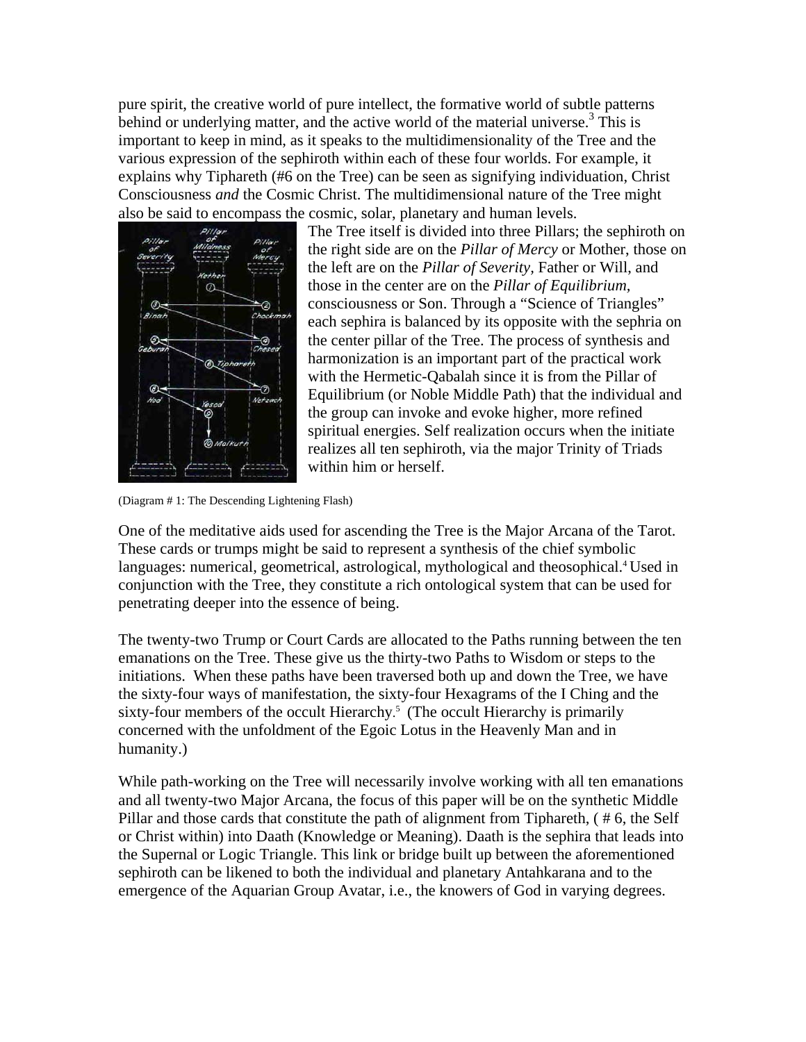pure spirit, the creative world of pure intellect, the formative world of subtle patterns behind or underlying matter, and the active world of the material universe.[3] This is important to keep in mind, as it speaks to the multidimensionality of the Tree and the various expression of the sephiroth within each of these four worlds. For example, it explains why Tiphareth (#6 on the Tree) can be seen as signifying individuation, Christ Consciousness *and* the Cosmic Christ. The multidimensional nature of the Tree might also be said to encompass the cosmic, solar, planetary and human levels.

The Tree itself is divided into three Pillars; the sephiroth on the right side are on the *Pillar of Mercy* or Mother, those on the left are on the *Pillar of Severity,* Father or Will, and those in the center are on the *Pillar of Equilibrium,* consciousness or Son. Through a "Science of Triangles" each sephira is balanced by its opposite with the sephria on the center pillar of the Tree. The process of synthesis and harmonization is an important part of the practical work with the Hermetic-Qabalah since it is from the Pillar of Equilibrium (or Noble Middle Path) that the individual and the group can invoke and evoke higher, more refined spiritual energies. Self realization occurs when the initiate realizes all ten sephiroth, via the major Trinity of Triads within him or herself.

(Diagram # 1: The Descending Lightening Flash)

One of the meditative aids used for ascending the Tree is the Major Arcana of the Tarot. These cards or trumps might be said to represent a synthesis of the chief symbolic languages: numerical, geometrical, astrological, mythological and theosophical.[4] Used in conjunction with the Tree, they constitute a rich ontological system that can be used for penetrating deeper into the essence of being.

The twenty-two Trump or Court Cards are allocated to the Paths running between the ten emanations on the Tree. These give us the thirty-two Paths to Wisdom or steps to the initiations. When these paths have been traversed both up and down the Tree, we have the sixty-four ways of manifestation, the sixty-four Hexagrams of the I Ching and the sixty-four members of the occult Hierarchy.[5] (The occult Hierarchy is primarily concerned with the unfoldment of the Egoic Lotus in the Heavenly Man and in humanity.)

While path-working on the Tree will necessarily involve working with all ten emanations and all twenty-two Major Arcana, the focus of this paper will be on the synthetic Middle Pillar and those cards that constitute the path of alignment from Tiphareth, ( # 6, the Self or Christ within) into Daath (Knowledge or Meaning). Daath is the sephira that leads into the Supernal or Logic Triangle. This link or bridge built up between the aforementioned sephiroth can be likened to both the individual and planetary Antahkarana and to the emergence of the Aquarian Group Avatar, i.e., the knowers of God in varying degrees.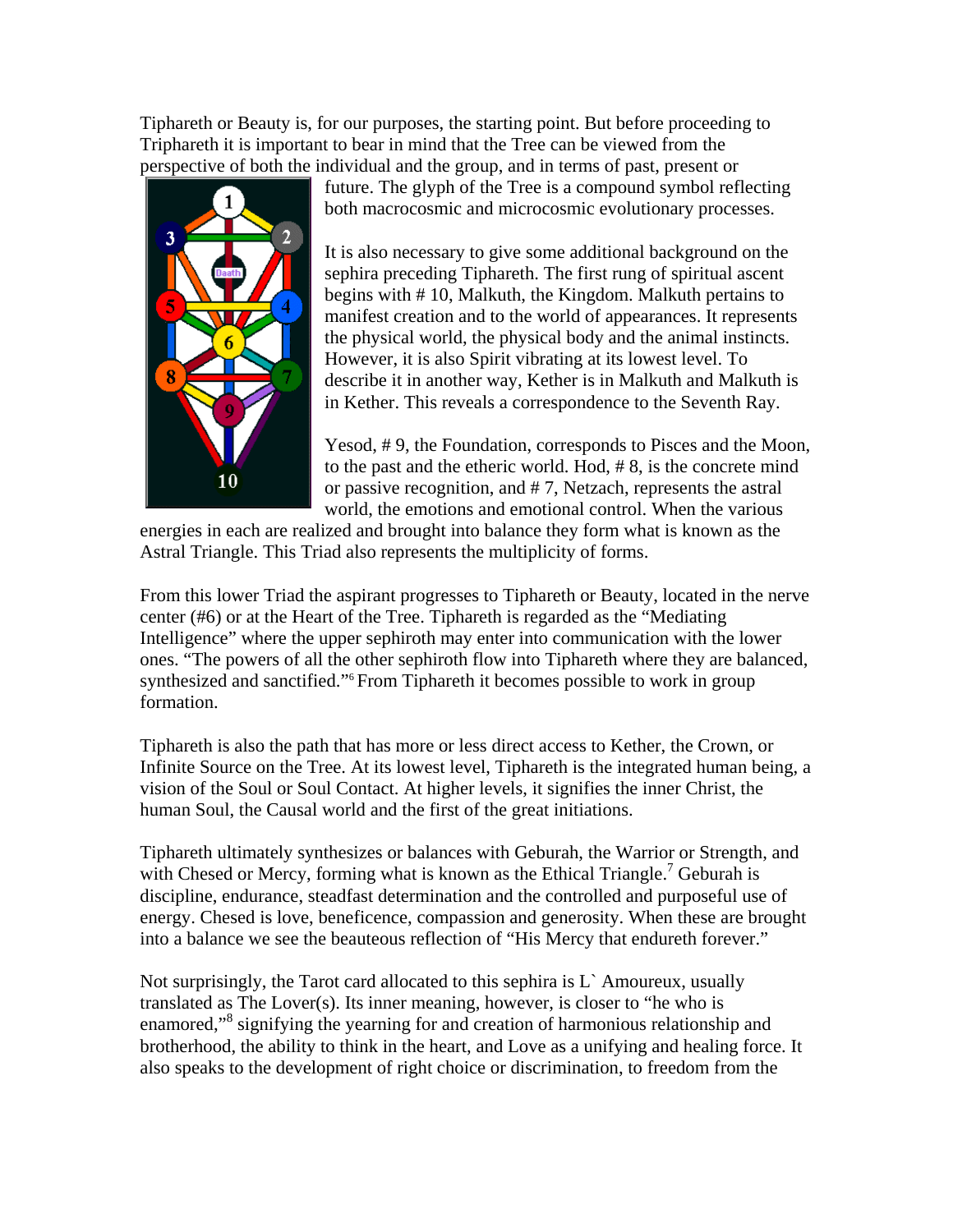Tiphareth or Beauty is, for our purposes, the starting point. But before proceeding to Triphareth it is important to bear in mind that the Tree can be viewed from the perspective of both the individual and the group, and in terms of past, present or future. The glyph of the Tree is a compound symbol reflecting both macrocosmic and microcosmic evolutionary processes.

It is also necessary to give some additional background on the sephira preceding Tiphareth. The first rung of spiritual ascent begins with # 10, Malkuth, the Kingdom. Malkuth pertains to manifest creation and to the world of appearances. It represents the physical world, the physical body and the animal instincts. However, it is also Spirit vibrating at its lowest level. To describe it in another way, Kether is in Malkuth and Malkuth is in Kether. This reveals a correspondence to the Seventh Ray.

Yesod, # 9, the Foundation, corresponds to Pisces and the Moon, to the past and the etheric world. Hod, # 8, is the concrete mind or passive recognition, and # 7, Netzach, represents the astral world, the emotions and emotional control. When the various energies in each are realized and brought into balance they form what is known as the Astral Triangle. This Triad also represents the multiplicity of forms.

From this lower Triad the aspirant progresses to Tiphareth or Beauty, located in the nerve center (#6) or at the Heart of the Tree. Tiphareth is regarded as the "Mediating Intelligence" where the upper sephiroth may enter into communication with the lower ones. "The powers of all the other sephiroth flow into Tiphareth where they are balanced, synthesized and sanctified."[6] From Tiphareth it becomes possible to work in group formation.

Tiphareth is also the path that has more or less direct access to Kether, the Crown, or Infinite Source on the Tree. At its lowest level, Tiphareth is the integrated human being, a vision of the Soul or Soul Contact. At higher levels, it signifies the inner Christ, the human Soul, the Causal world and the first of the great initiations.

Tiphareth ultimately synthesizes or balances with Geburah, the Warrior or Strength, and with Chesed or Mercy, forming what is known as the Ethical Triangle.[7] Geburah is discipline, endurance, steadfast determination and the controlled and purposeful use of energy. Chesed is love, beneficence, compassion and generosity. When these are brought into a balance we see the beauteous reflection of "His Mercy that endureth forever."

Not surprisingly, the Tarot card allocated to this sephira is L` Amoureux, usually translated as The Lover(s). Its inner meaning, however, is closer to "he who is enamored,"[8] signifying the yearning for and creation of harmonious relationship and brotherhood, the ability to think in the heart, and Love as a unifying and healing force. It also speaks to the development of right choice or discrimination, to freedom from the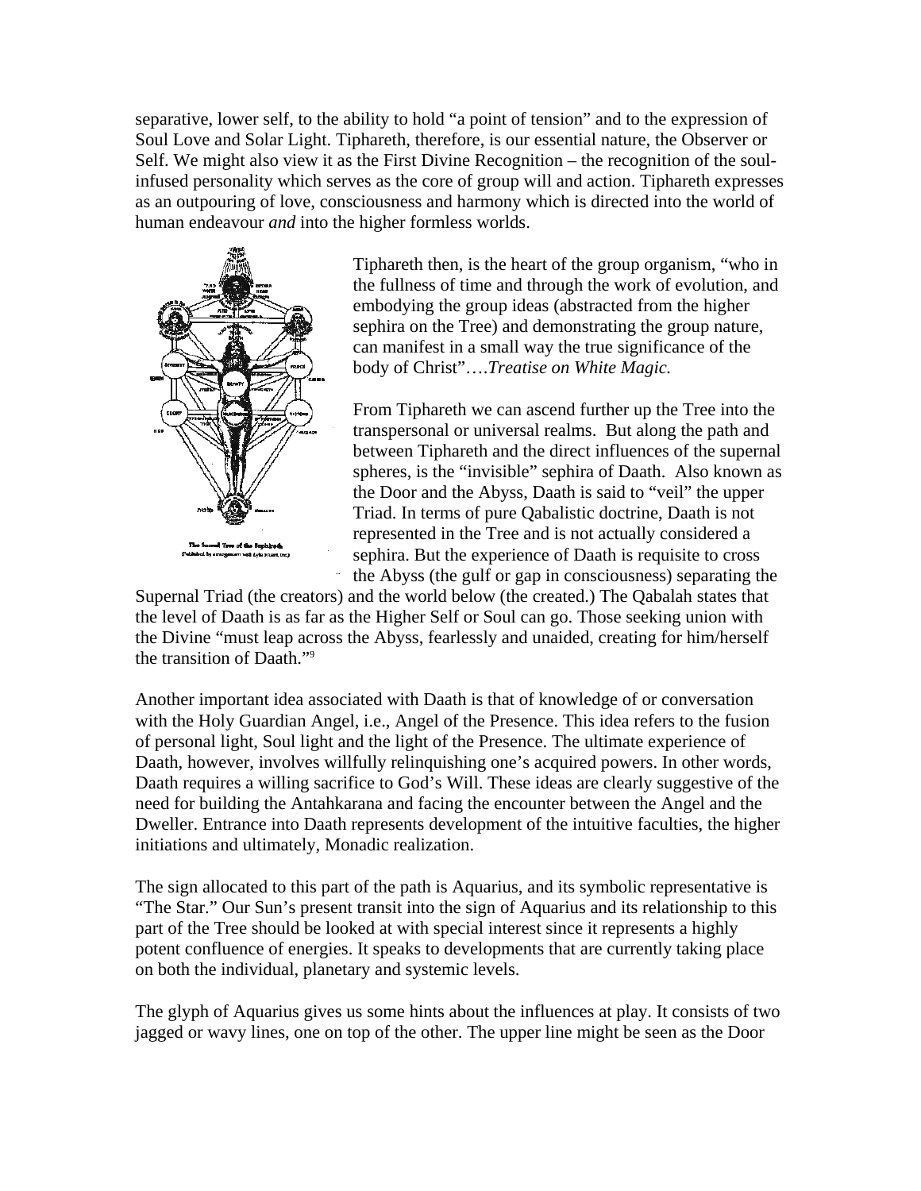separative, lower self, to the ability to hold "a point of tension" and to the expression of Soul Love and Solar Light. Tiphareth, therefore, is our essential nature, the Observer or Self. We might also view it as the First Divine Recognition – the recognition of the soul-infused personality which serves as the core of group will and action. Tiphareth expresses as an outpouring of love, consciousness and harmony which is directed into the world of human endeavour *and* into the higher formless worlds.

The Sacred Tree of the Sephiroth
(Published by arrangement with Lyle Stuart, Inc.)

Tiphareth then, is the heart of the group organism, "who in the fullness of time and through the work of evolution, and embodying the group ideas (abstracted from the higher sephira on the Tree) and demonstrating the group nature, can manifest in a small way the true significance of the body of Christ"….*Treatise on White Magic.*

From Tiphareth we can ascend further up the Tree into the transpersonal or universal realms. But along the path and between Tiphareth and the direct influences of the supernal spheres, is the "invisible" sephira of Daath. Also known as the Door and the Abyss, Daath is said to "veil" the upper Triad. In terms of pure Qabalistic doctrine, Daath is not represented in the Tree and is not actually considered a sephira. But the experience of Daath is requisite to cross the Abyss (the gulf or gap in consciousness) separating the Supernal Triad (the creators) and the world below (the created.) The Qabalah states that the level of Daath is as far as the Higher Self or Soul can go. Those seeking union with the Divine "must leap across the Abyss, fearlessly and unaided, creating for him/herself the transition of Daath."[9]

Another important idea associated with Daath is that of knowledge of or conversation with the Holy Guardian Angel, i.e., Angel of the Presence. This idea refers to the fusion of personal light, Soul light and the light of the Presence. The ultimate experience of Daath, however, involves willfully relinquishing one's acquired powers. In other words, Daath requires a willing sacrifice to God's Will. These ideas are clearly suggestive of the need for building the Antahkarana and facing the encounter between the Angel and the Dweller. Entrance into Daath represents development of the intuitive faculties, the higher initiations and ultimately, Monadic realization.

The sign allocated to this part of the path is Aquarius, and its symbolic representative is "The Star." Our Sun's present transit into the sign of Aquarius and its relationship to this part of the Tree should be looked at with special interest since it represents a highly potent confluence of energies. It speaks to developments that are currently taking place on both the individual, planetary and systemic levels.

The glyph of Aquarius gives us some hints about the influences at play. It consists of two jagged or wavy lines, one on top of the other. The upper line might be seen as the Door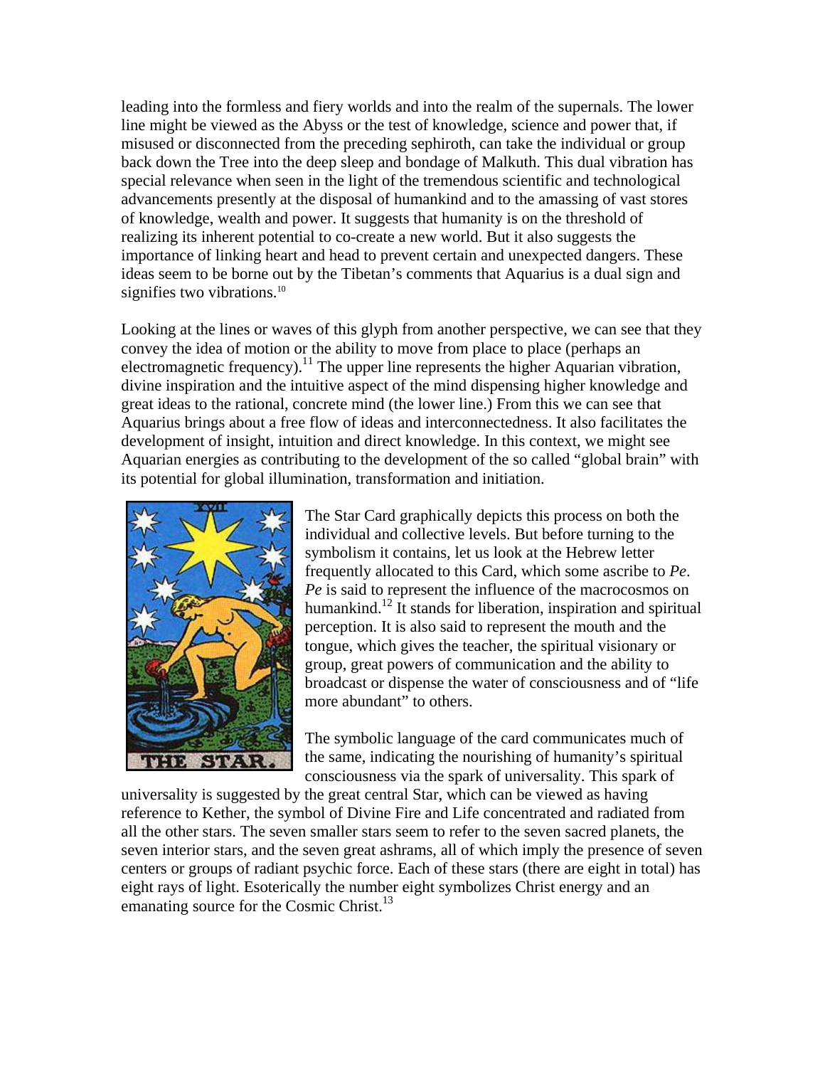leading into the formless and fiery worlds and into the realm of the supernals. The lower line might be viewed as the Abyss or the test of knowledge, science and power that, if misused or disconnected from the preceding sephiroth, can take the individual or group back down the Tree into the deep sleep and bondage of Malkuth. This dual vibration has special relevance when seen in the light of the tremendous scientific and technological advancements presently at the disposal of humankind and to the amassing of vast stores of knowledge, wealth and power. It suggests that humanity is on the threshold of realizing its inherent potential to co-create a new world. But it also suggests the importance of linking heart and head to prevent certain and unexpected dangers. These ideas seem to be borne out by the Tibetan's comments that Aquarius is a dual sign and signifies two vibrations.[10]

Looking at the lines or waves of this glyph from another perspective, we can see that they convey the idea of motion or the ability to move from place to place (perhaps an electromagnetic frequency).[11] The upper line represents the higher Aquarian vibration, divine inspiration and the intuitive aspect of the mind dispensing higher knowledge and great ideas to the rational, concrete mind (the lower line.) From this we can see that Aquarius brings about a free flow of ideas and interconnectedness. It also facilitates the development of insight, intuition and direct knowledge. In this context, we might see Aquarian energies as contributing to the development of the so called "global brain" with its potential for global illumination, transformation and initiation.

The Star Card graphically depicts this process on both the individual and collective levels. But before turning to the symbolism it contains, let us look at the Hebrew letter frequently allocated to this Card, which some ascribe to *Pe*. *Pe* is said to represent the influence of the macrocosmos on humankind.[12] It stands for liberation, inspiration and spiritual perception. It is also said to represent the mouth and the tongue, which gives the teacher, the spiritual visionary or group, great powers of communication and the ability to broadcast or dispense the water of consciousness and of "life more abundant" to others.

The symbolic language of the card communicates much of the same, indicating the nourishing of humanity's spiritual consciousness via the spark of universality. This spark of universality is suggested by the great central Star, which can be viewed as having reference to Kether, the symbol of Divine Fire and Life concentrated and radiated from all the other stars. The seven smaller stars seem to refer to the seven sacred planets, the seven interior stars, and the seven great ashrams, all of which imply the presence of seven centers or groups of radiant psychic force. Each of these stars (there are eight in total) has eight rays of light. Esoterically the number eight symbolizes Christ energy and an emanating source for the Cosmic Christ.[13]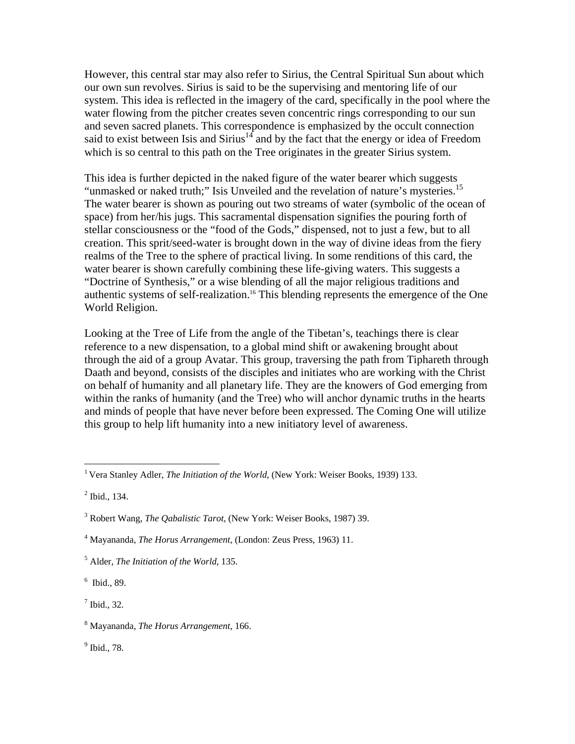However, this central star may also refer to Sirius, the Central Spiritual Sun about which our own sun revolves. Sirius is said to be the supervising and mentoring life of our system. This idea is reflected in the imagery of the card, specifically in the pool where the water flowing from the pitcher creates seven concentric rings corresponding to our sun and seven sacred planets. This correspondence is emphasized by the occult connection said to exist between Isis and Sirius[14] and by the fact that the energy or idea of Freedom which is so central to this path on the Tree originates in the greater Sirius system.

This idea is further depicted in the naked figure of the water bearer which suggests "unmasked or naked truth;" Isis Unveiled and the revelation of nature's mysteries.[15] The water bearer is shown as pouring out two streams of water (symbolic of the ocean of space) from her/his jugs. This sacramental dispensation signifies the pouring forth of stellar consciousness or the "food of the Gods," dispensed, not to just a few, but to all creation. This sprit/seed-water is brought down in the way of divine ideas from the fiery realms of the Tree to the sphere of practical living. In some renditions of this card, the water bearer is shown carefully combining these life-giving waters. This suggests a "Doctrine of Synthesis," or a wise blending of all the major religious traditions and authentic systems of self-realization.[16] This blending represents the emergence of the One World Religion.

Looking at the Tree of Life from the angle of the Tibetan's, teachings there is clear reference to a new dispensation, to a global mind shift or awakening brought about through the aid of a group Avatar. This group, traversing the path from Tiphareth through Daath and beyond, consists of the disciples and initiates who are working with the Christ on behalf of humanity and all planetary life. They are the knowers of God emerging from within the ranks of humanity (and the Tree) who will anchor dynamic truths in the hearts and minds of people that have never before been expressed. The Coming One will utilize this group to help lift humanity into a new initiatory level of awareness.

---

[1] Vera Stanley Adler, *The Initiation of the World*, (New York: Weiser Books, 1939) 133.

[2] Ibid., 134.

[3] Robert Wang, *The Qabalistic Tarot*, (New York: Weiser Books, 1987) 39.

[4] Mayananda, *The Horus Arrangement*, (London: Zeus Press, 1963) 11.

[5] Alder, *The Initiation of the World*, 135.

[6] Ibid., 89.

[7] Ibid., 32.

[8] Mayananda, *The Horus Arrangement*, 166.

[9] Ibid., 78.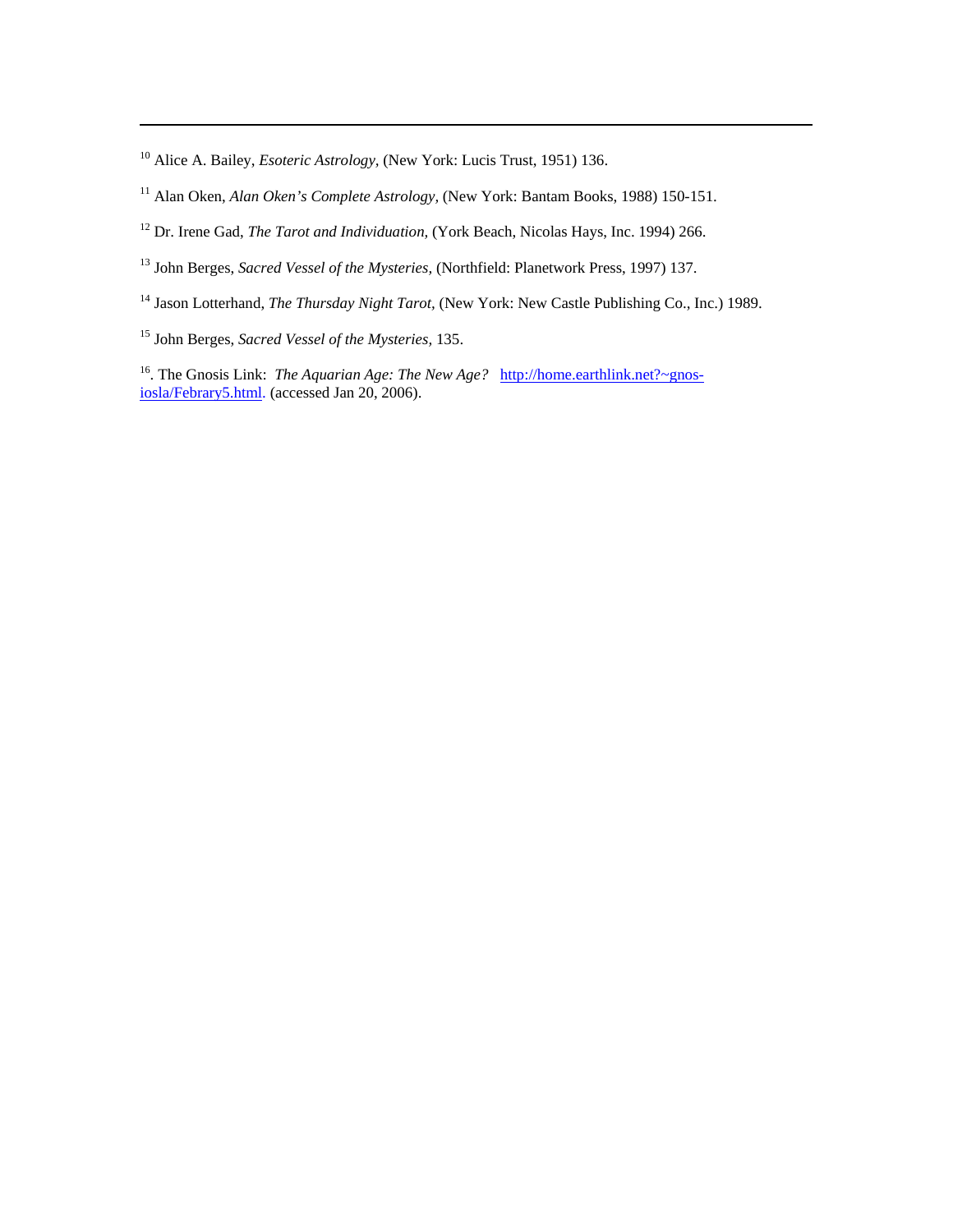---

[10] Alice A. Bailey, *Esoteric Astrology*, (New York: Lucis Trust, 1951) 136.

[11] Alan Oken, *Alan Oken's Complete Astrology*, (New York: Bantam Books, 1988) 150-151.

[12] Dr. Irene Gad, *The Tarot and Individuation*, (York Beach, Nicolas Hays, Inc. 1994) 266.

[13] John Berges, *Sacred Vessel of the Mysteries*, (Northfield: Planetwork Press, 1997) 137.

[14] Jason Lotterhand, *The Thursday Night Tarot*, (New York: New Castle Publishing Co., Inc.) 1989.

[15] John Berges, *Sacred Vessel of the Mysteries*, 135.

[16]. The Gnosis Link: *The Aquarian Age: The New Age?* http://home.earthlink.net?~gnos-iosla/Febrary5.html. (accessed Jan 20, 2006).